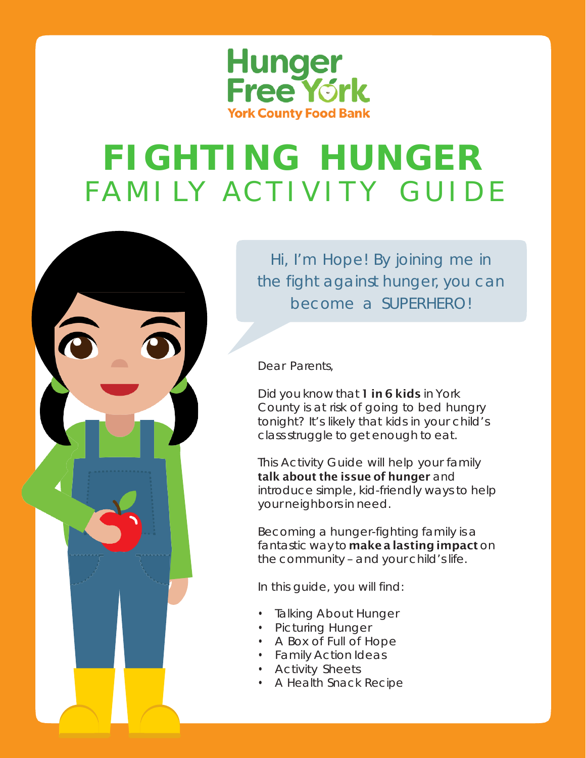Hunger Free York

York County Food Bank

# FIGHTING HUNGER

## FAMILY ACTIVITY GUIDE

Hi, I'm Hope! By joining me in the fight against hunger, you can become a SUPERHERO!

Dear Parents,

Did you know that **1 in 6 kids** in York County is at risk of going to bed hungry tonight? It's likely that kids in your child's class struggle to get enough to eat.

This Activity Guide will help your family **talk about the issue of hunger** and introduce simple, kid-friendly ways to help your neighbors in need.

Becoming a hunger-fighting family is a fantastic way to **make a lasting impact** on the community – and your child's life.

In this guide, you will find:

- Talking About Hunger
- Picturing Hunger
- A Box of Full of Hope
- Family Action Ideas
- Activity Sheets
- A Health Snack Recipe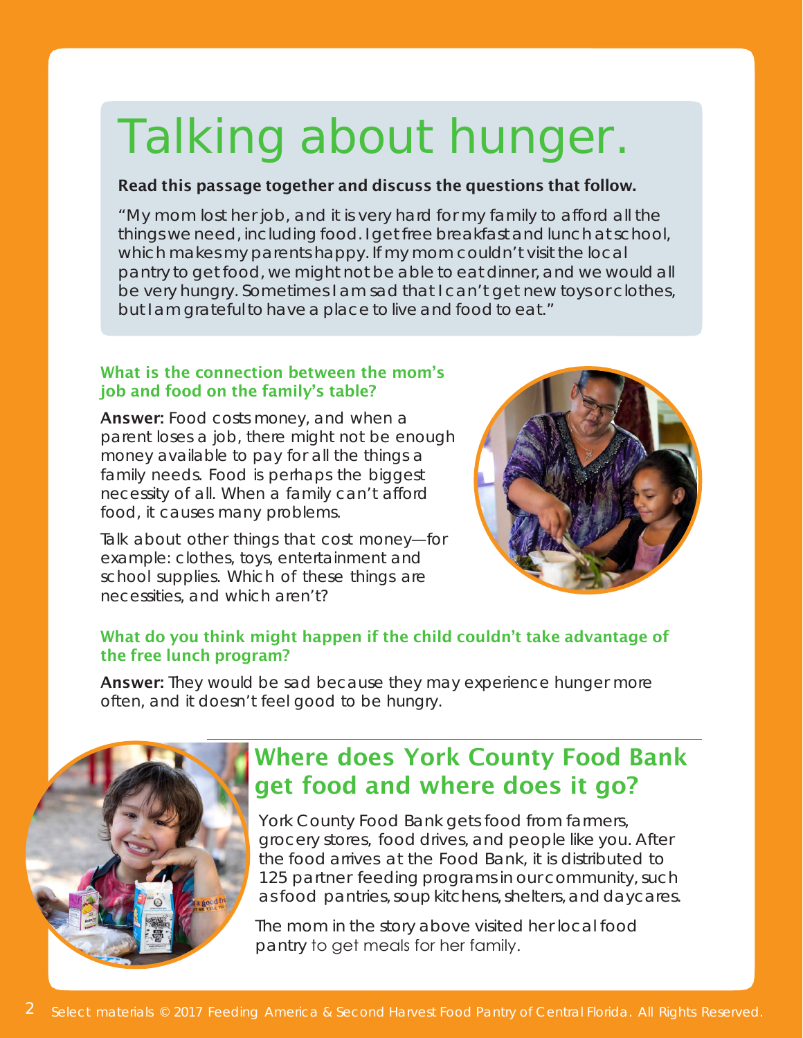# Talking about hunger.

**Read this passage together and discuss the questions that follow.**

"My mom lost her job, and it is very hard for my family to afford all the things we need, including food. I get free breakfast and lunch at school, which makes my parents happy. If my mom couldn't visit the local pantry to get food, we might not be able to eat dinner, and we would all be very hungry. Sometimes I am sad that I can't get new toys or clothes, but I am grateful to have a place to live and food to eat."

### What is the connection between the mom's job and food on the family's table?

**Answer:** Food costs money, and when a parent loses a job, there might not be enough money available to pay for all the things a family needs. Food is perhaps the biggest necessity of all. When a family can't afford food, it causes many problems.

Talk about other things that cost money—for example: clothes, toys, entertainment and school supplies. Which of these things are necessities, and which aren't?

### What do you think might happen if the child couldn't take advantage of the free lunch program?

**Answer:** They would be sad because they may experience hunger more often, and it doesn't feel good to be hungry.

## Where does York County Food Bank get food and where does it go?

York County Food Bank gets food from farmers, grocery stores, food drives, and people like you. After the food arrives at the Food Bank, it is distributed to 125 partner feeding programs in our community, such as food pantries, soup kitchens, shelters, and daycares.

The mom in the story above visited her local food pantry to get meals for her family.

Select materials © 2017 Feeding America & Second Harvest Food Pantry of Central Florida. All Rights Reserved.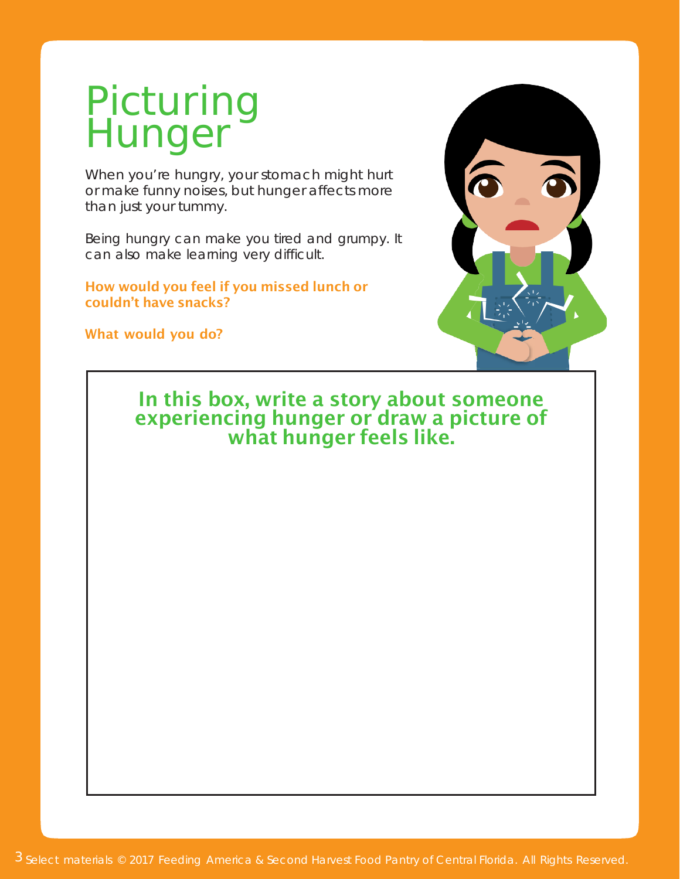# Picturing Hunger

When you're hungry, your stomach might hurt or make funny noises, but hunger affects more than just your tummy.

Being hungry can make you tired and grumpy. It can also make learning very difficult.

**How would you feel if you missed lunch or couldn't have snacks?**

**What would you do?**

**In this box, write a story about someone experiencing hunger or draw a picture of what hunger feels like.**

Select materials © 2017 Feeding America & Second Harvest Food Pantry of Central Florida. All Rights Reserved.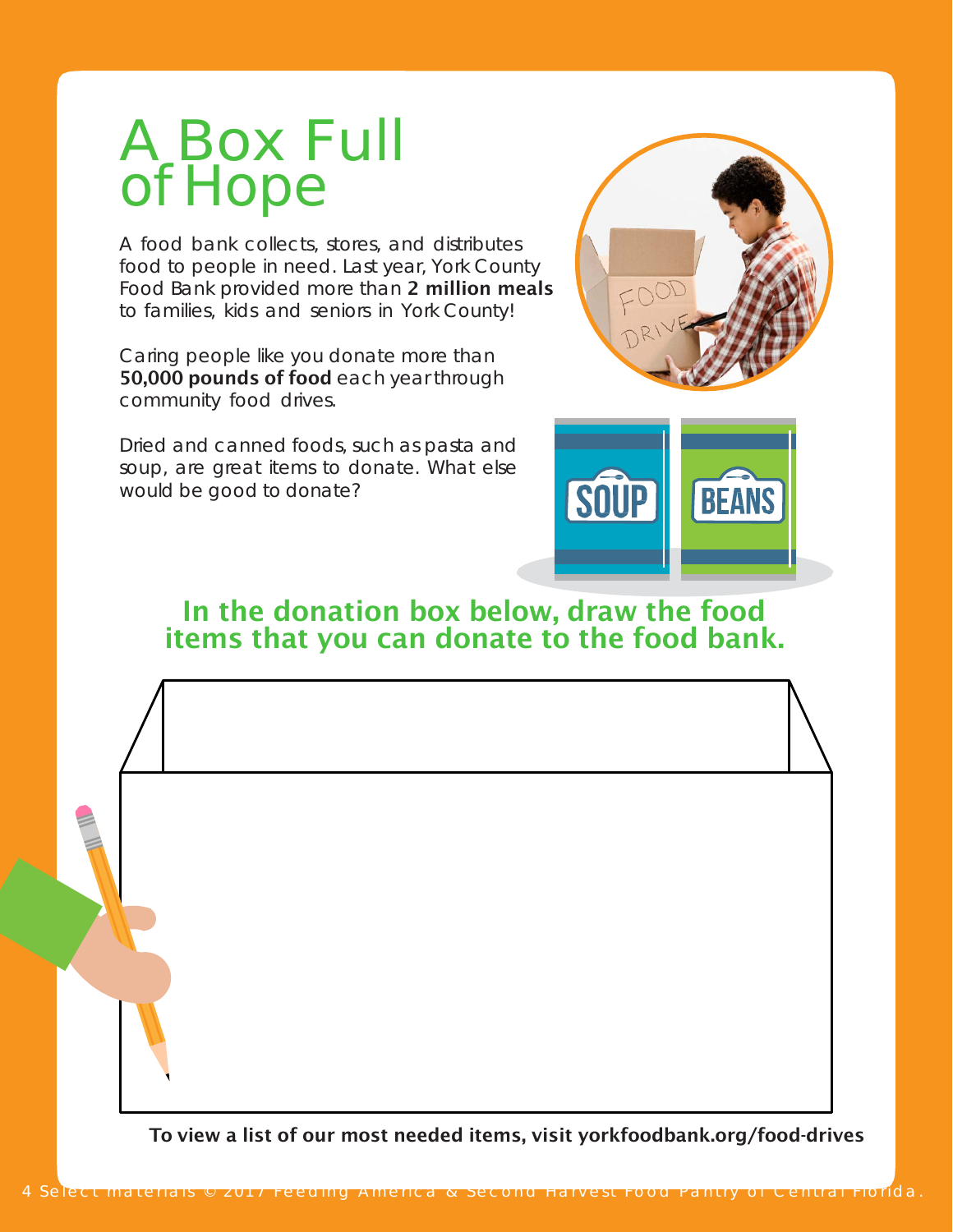# A Box Full of Hope

A food bank collects, stores, and distributes food to people in need. Last year, York County Food Bank provided more than **2 million meals** to families, kids and seniors in York County!

Caring people like you donate more than **50,000 pounds of food** each year through community food drives.

Dried and canned foods, such as pasta and soup, are great items to donate. What else would be good to donate?

## In the donation box below, draw the food items that you can donate to the food bank.

**To view a list of our most needed items, visit yorkfoodbank.org/food-drives**

Select materials © 2017 Feeding America & Second Harvest Food Pantry of Central Florida.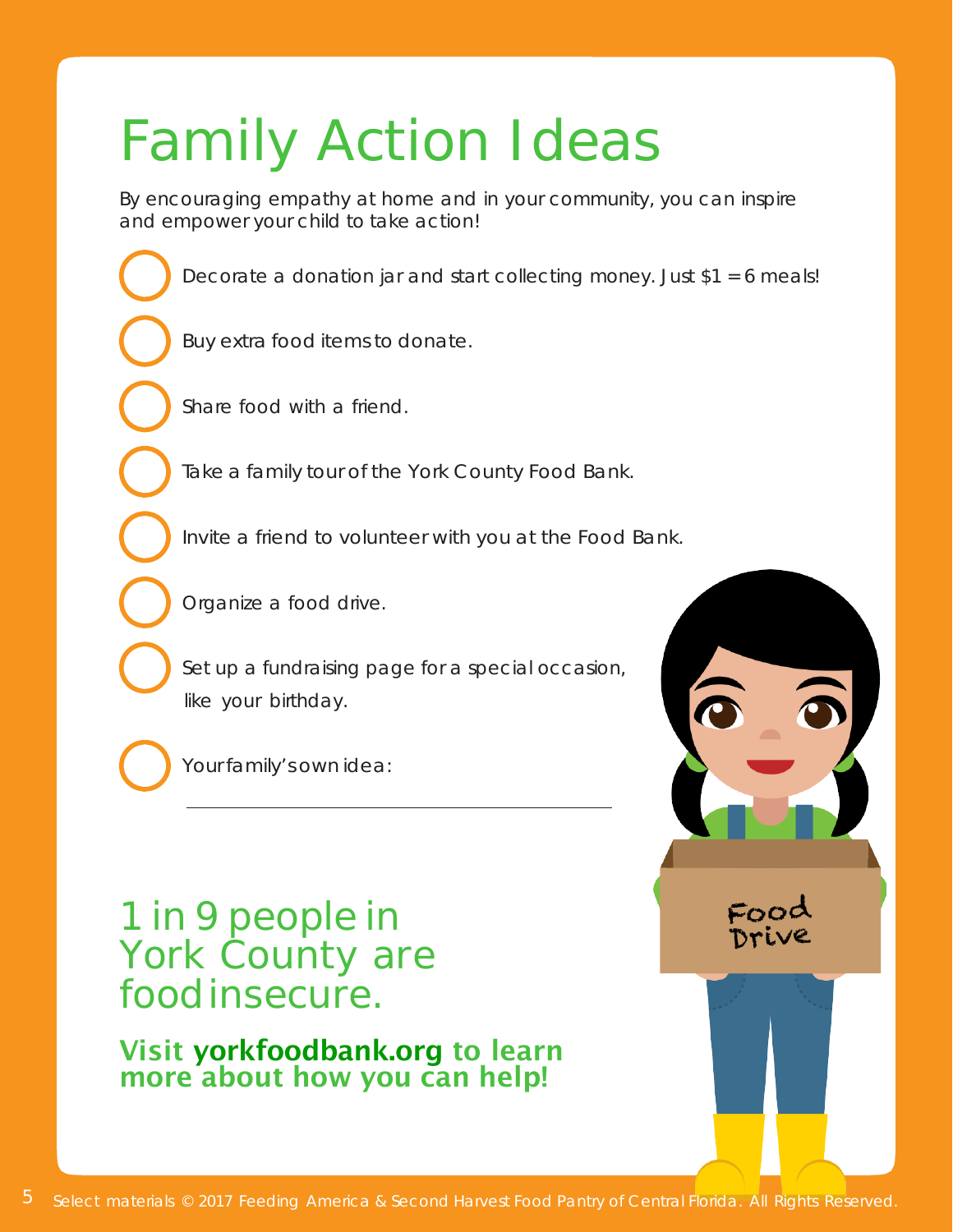# Family Action Ideas

By encouraging empathy at home and in your community, you can inspire and empower your child to take action!

- [ ] Decorate a donation jar and start collecting money. Just $1 = 6 meals!
- [ ] Buy extra food items to donate.
- [ ] Share food with a friend.
- [ ] Take a family tour of the York County Food Bank.
- [ ] Invite a friend to volunteer with you at the Food Bank.
- [ ] Organize a food drive.
- [ ] Set up a fundraising page for a special occasion, like your birthday.
- [ ] Your family's own idea: ______________________________

## 1 in 9 people in York County are food insecure.

**Visit yorkfoodbank.org to learn more about how you can help!**

Select materials © 2017 Feeding America & Second Harvest Food Pantry of Central Florida. All Rights Reserved.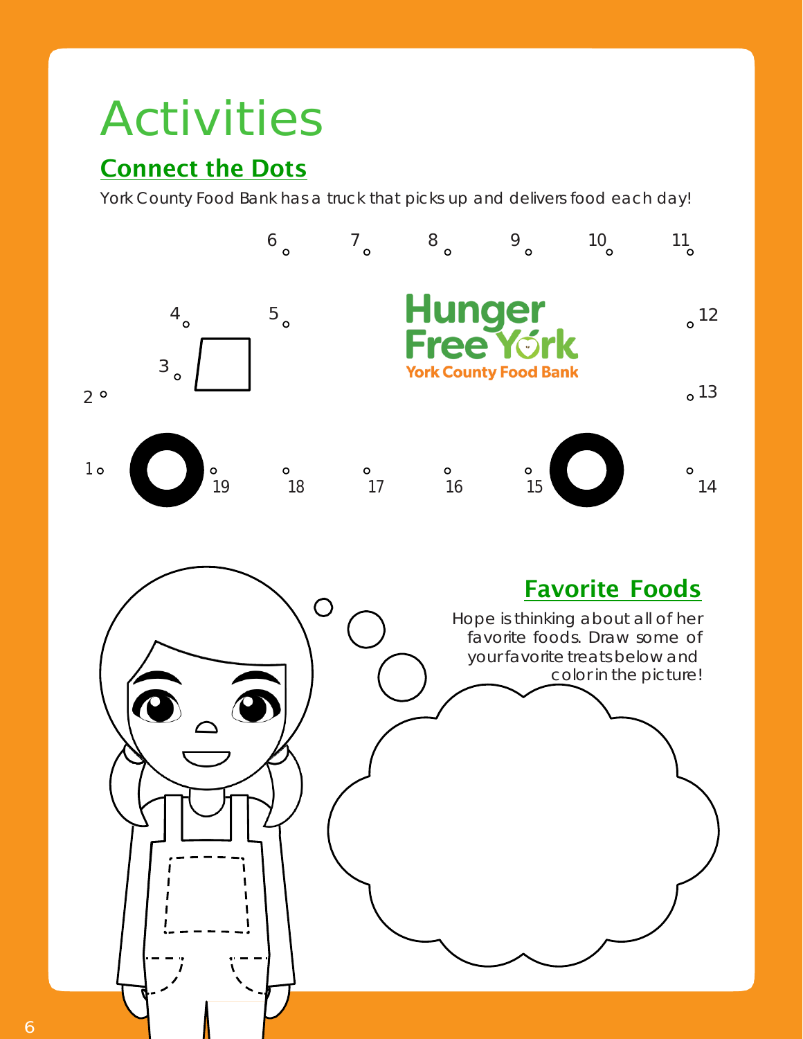# Activities

## Connect the Dots

York County Food Bank has a truck that picks up and delivers food each day!

## Favorite Foods

Hope is thinking about all of her favorite foods. Draw some of your favorite treats below and color in the picture!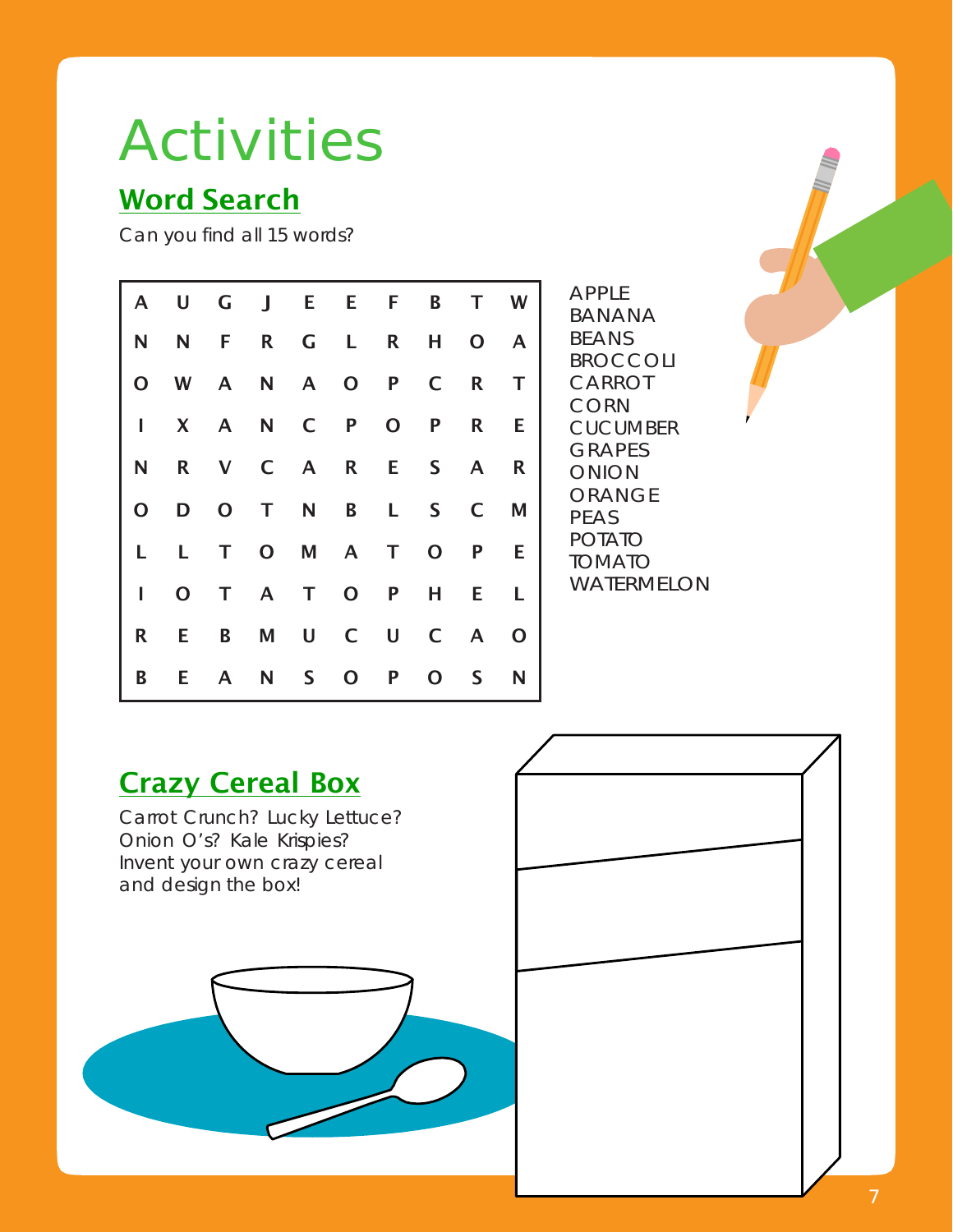# Activities

## Word Search

Can you find all 15 words?

| | | | | | | | | | |
|---|---|---|---|---|---|---|---|---|---|
| A | U | G | J | E | E | F | B | T | W |
| N | N | F | R | G | L | R | H | O | A |
| O | W | A | N | A | O | P | C | R | T |
| I | X | A | N | C | P | O | P | R | E |
| N | R | V | C | A | R | E | S | A | R |
| O | D | O | T | N | B | L | S | C | M |
| L | L | T | O | M | A | T | O | P | E |
| I | O | T | A | T | O | P | H | E | L |
| R | E | B | M | U | C | U | C | A | O |
| B | E | A | N | S | O | P | O | S | N |

APPLE
BANANA
BEANS
BROCCOLI
CARROT
CORN
CUCUMBER
GRAPES
ONION
ORANGE
PEAS
POTATO
TOMATO
WATERMELON

## Crazy Cereal Box

Carrot Crunch? Lucky Lettuce? Onion O's? Kale Krispies? Invent your own crazy cereal and design the box!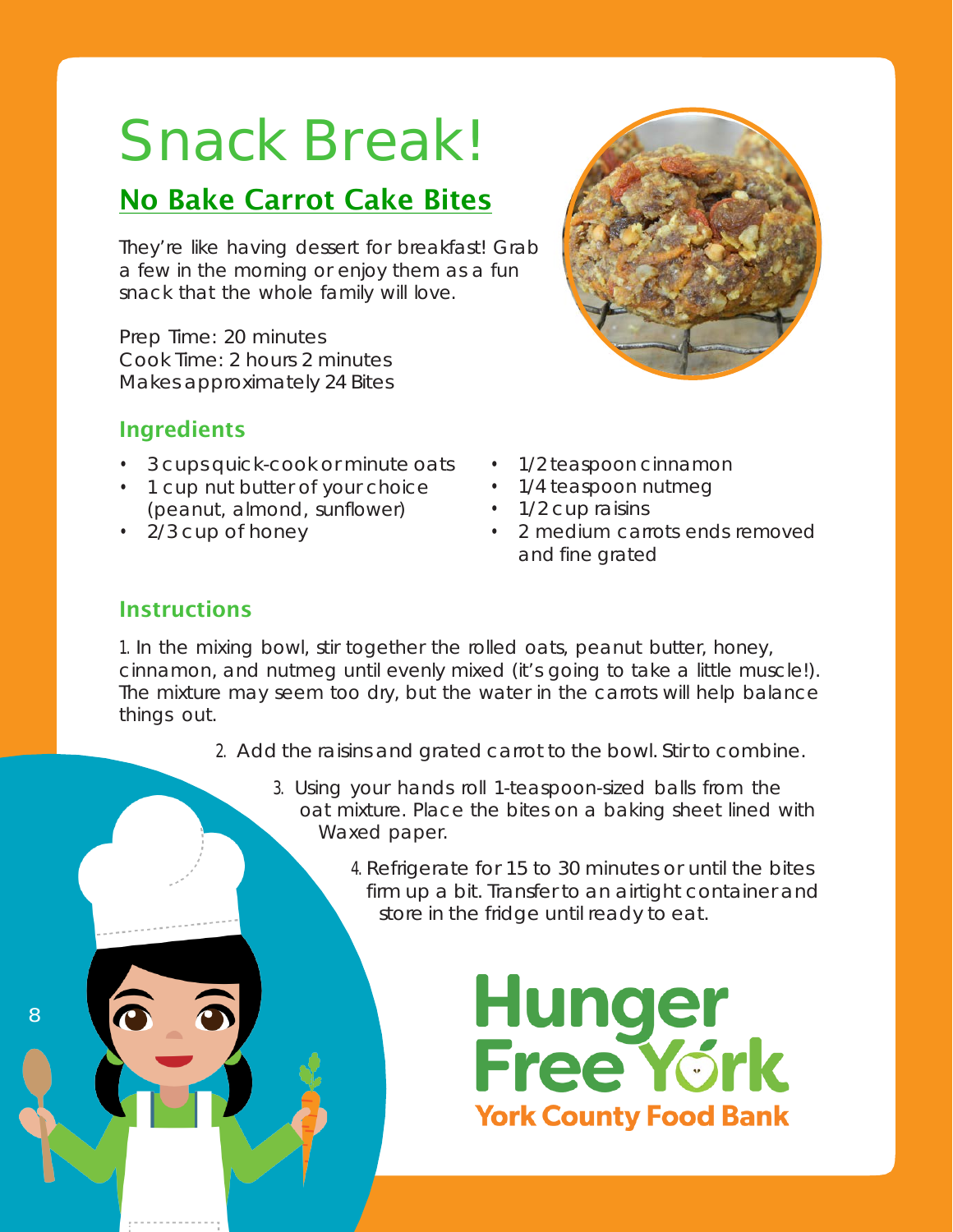# Snack Break!

## No Bake Carrot Cake Bites

They're like having dessert for breakfast! Grab a few in the morning or enjoy them as a fun snack that the whole family will love.

Prep Time: 20 minutes
Cook Time: 2 hours 2 minutes
Makes approximately 24 Bites

### Ingredients

- 3 cups quick-cook or minute oats
- 1 cup nut butter of your choice (peanut, almond, sunflower)
- 2/3 cup of honey
- 1/2 teaspoon cinnamon
- 1/4 teaspoon nutmeg
- 1/2 cup raisins
- 2 medium carrots ends removed and fine grated

### Instructions

1. In the mixing bowl, stir together the rolled oats, peanut butter, honey, cinnamon, and nutmeg until evenly mixed (it's going to take a little muscle!). The mixture may seem too dry, but the water in the carrots will help balance things out.
2. Add the raisins and grated carrot to the bowl. Stir to combine.
3. Using your hands roll 1-teaspoon-sized balls from the oat mixture. Place the bites on a baking sheet lined with Waxed paper.
4. Refrigerate for 15 to 30 minutes or until the bites firm up a bit. Transfer to an airtight container and store in the fridge until ready to eat.

Hunger Free York
York County Food Bank